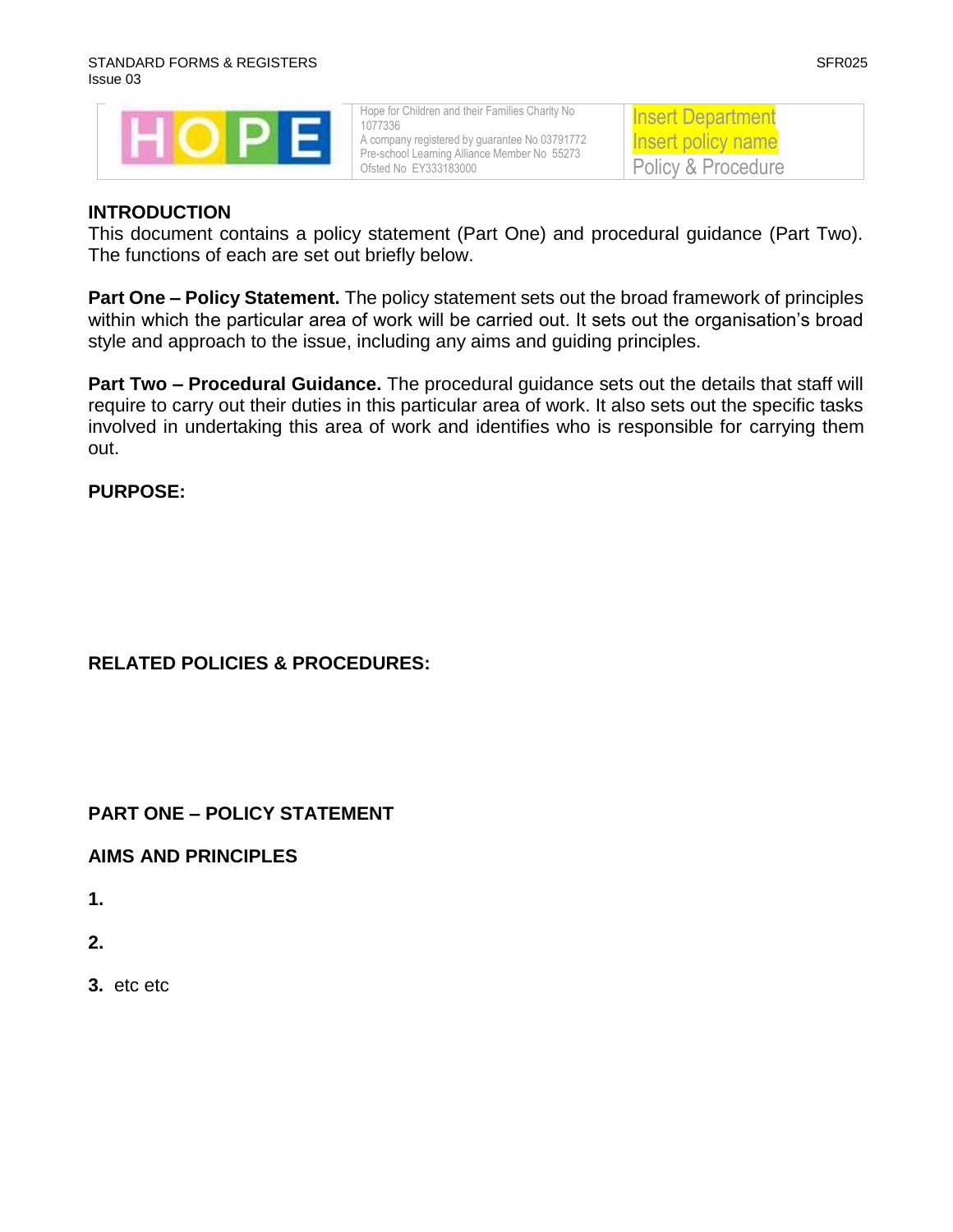| HOPE | Hope for Children and their Families Charity No 1077336<br>A company registered by guarantee No 03791772<br>Pre-school Learning Alliance Member No 55273<br>Ofsted No EY333183000 | Insert Department<br>Insert policy name<br>Policy & Procedure |
|---|---|---|

## INTRODUCTION

This document contains a policy statement (Part One) and procedural guidance (Part Two). The functions of each are set out briefly below.

**Part One – Policy Statement.** The policy statement sets out the broad framework of principles within which the particular area of work will be carried out. It sets out the organisation's broad style and approach to the issue, including any aims and guiding principles.

**Part Two – Procedural Guidance.** The procedural guidance sets out the details that staff will require to carry out their duties in this particular area of work. It also sets out the specific tasks involved in undertaking this area of work and identifies who is responsible for carrying them out.

## PURPOSE:

## RELATED POLICIES & PROCEDURES:

## PART ONE – POLICY STATEMENT

## AIMS AND PRINCIPLES

**1.**

**2.**

**3.** etc etc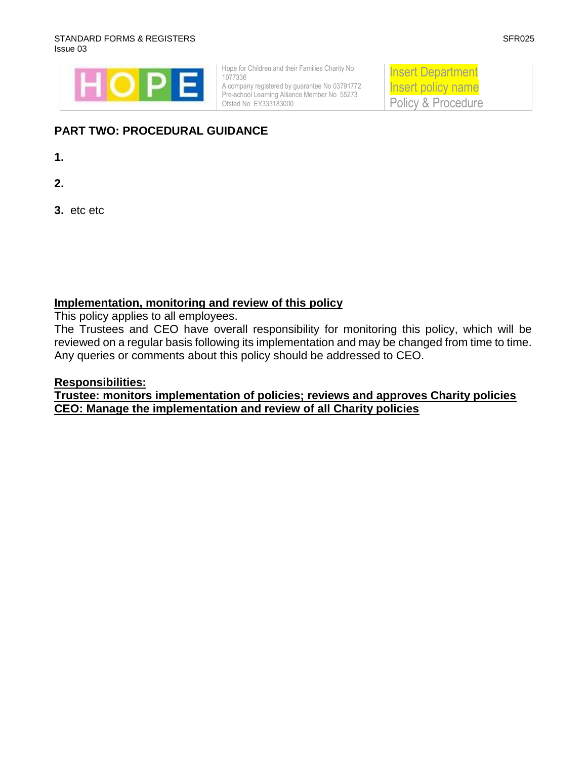| | | |
|---|---|---|
| HOPE | Hope for Children and their Families Charity No 1077336<br>A company registered by guarantee No 03791772<br>Pre-school Learning Alliance Member No 55273<br>Ofsted No EY333183000 | Insert Department<br>Insert policy name<br>Policy & Procedure |

## PART TWO: PROCEDURAL GUIDANCE

**1.**

**2.**

**3.** etc etc

**Implementation, monitoring and review of this policy**

This policy applies to all employees.

The Trustees and CEO have overall responsibility for monitoring this policy, which will be reviewed on a regular basis following its implementation and may be changed from time to time. Any queries or comments about this policy should be addressed to CEO.

**Responsibilities:**

**Trustee: monitors implementation of policies; reviews and approves Charity policies**

**CEO: Manage the implementation and review of all Charity policies**